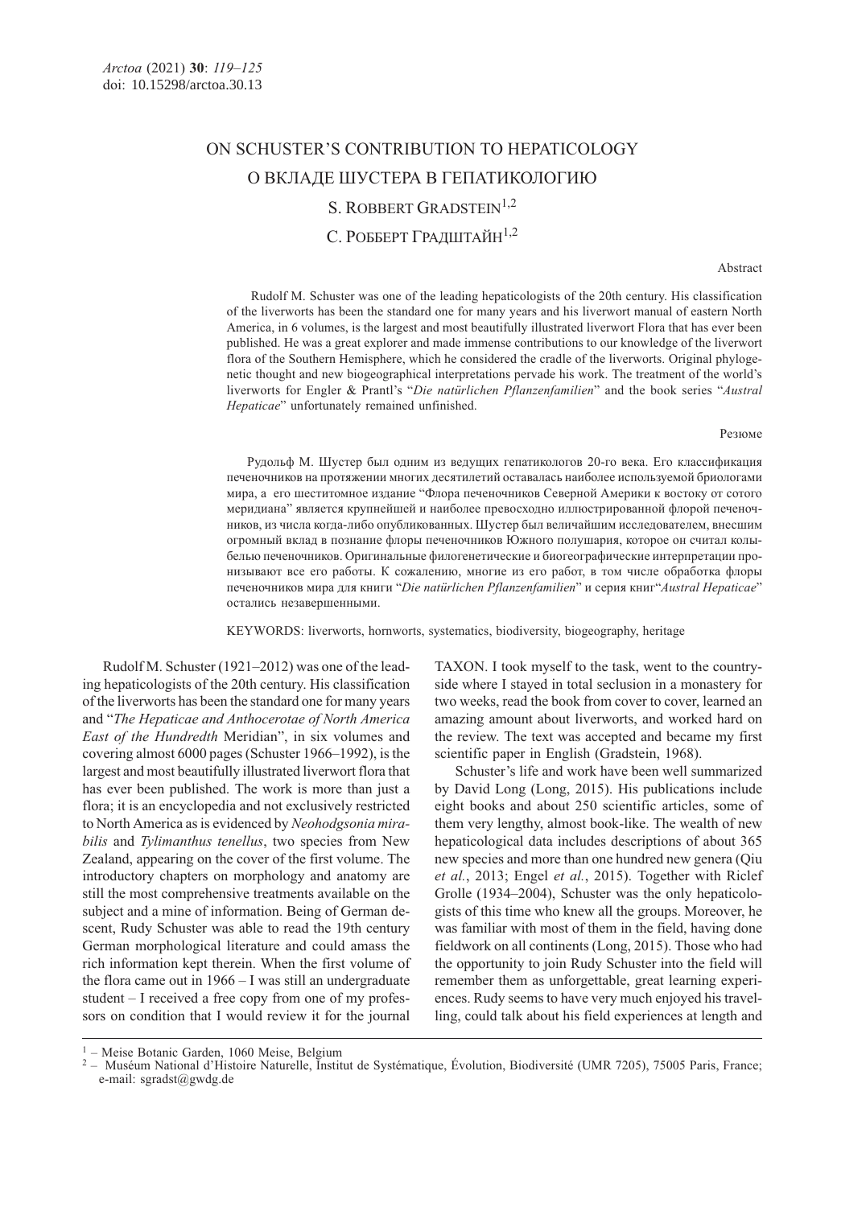# ON SCHUSTER'S CONTRIBUTION TO HEPATICOLOGY

# О ВКЛАДЕ ШУСТЕРА В ГЕПАТИКОЛОГИЮ

S. ROBBERT GRADSTEIN[1,2]

С. РОББЕРТ ГРАДШТАЙН[1,2]

Abstract

Rudolf M. Schuster was one of the leading hepaticologists of the 20th century. His classification of the liverworts has been the standard one for many years and his liverwort manual of eastern North America, in 6 volumes, is the largest and most beautifully illustrated liverwort Flora that has ever been published. He was a great explorer and made immense contributions to our knowledge of the liverwort flora of the Southern Hemisphere, which he considered the cradle of the liverworts. Original phylogenetic thought and new biogeographical interpretations pervade his work. The treatment of the world's liverworts for Engler & Prantl's "*Die natürlichen Pflanzenfamilien*" and the book series "*Austral Hepaticae*" unfortunately remained unfinished.

Резюме

Рудольф М. Шустер был одним из ведущих гепатикологов 20-го века. Его классификация печеночников на протяжении многих десятилетий оставалась наиболее используемой бриологами мира, а его шеститомное издание "Флора печеночников Северной Америки к востоку от сотого меридиана" является крупнейшей и наиболее превосходно иллюстрированной флорой печеночников, из числа когда-либо опубликованных. Шустер был величайшим исследователем, внесшим огромный вклад в познание флоры печеночников Южного полушария, которое он считал колыбелью печеночников. Оригинальные филогенетические и биогеографические интерпретации пронизывают все его работы. К сожалению, многие из его работ, в том числе обработка флоры печеночников мира для книги "*Die natürlichen Pflanzenfamilien*" и серия книг "*Austral Hepaticae*" остались незавершенными.

KEYWORDS: liverworts, hornworts, systematics, biodiversity, biogeography, heritage

Rudolf M. Schuster (1921–2012) was one of the leading hepaticologists of the 20th century. His classification of the liverworts has been the standard one for many years and "*The Hepaticae and Anthocerotae of North America East of the Hundredth* Meridian", in six volumes and covering almost 6000 pages (Schuster 1966–1992), is the largest and most beautifully illustrated liverwort flora that has ever been published. The work is more than just a flora; it is an encyclopedia and not exclusively restricted to North America as is evidenced by *Neohodgsonia mirabilis* and *Tylimanthus tenellus*, two species from New Zealand, appearing on the cover of the first volume. The introductory chapters on morphology and anatomy are still the most comprehensive treatments available on the subject and a mine of information. Being of German descent, Rudy Schuster was able to read the 19th century German morphological literature and could amass the rich information kept therein. When the first volume of the flora came out in 1966 – I was still an undergraduate student – I received a free copy from one of my professors on condition that I would review it for the journal TAXON. I took myself to the task, went to the countryside where I stayed in total seclusion in a monastery for two weeks, read the book from cover to cover, learned an amazing amount about liverworts, and worked hard on the review. The text was accepted and became my first scientific paper in English (Gradstein, 1968).

Schuster's life and work have been well summarized by David Long (Long, 2015). His publications include eight books and about 250 scientific articles, some of them very lengthy, almost book-like. The wealth of new hepaticological data includes descriptions of about 365 new species and more than one hundred new genera (Qiu *et al.*, 2013; Engel *et al.*, 2015). Together with Riclef Grolle (1934–2004), Schuster was the only hepaticologists of this time who knew all the groups. Moreover, he was familiar with most of them in the field, having done fieldwork on all continents (Long, 2015). Those who had the opportunity to join Rudy Schuster into the field will remember them as unforgettable, great learning experiences. Rudy seems to have very much enjoyed his travelling, could talk about his field experiences at length and

[1] – Meise Botanic Garden, 1060 Meise, Belgium
[2] – Muséum National d'Histoire Naturelle, Institut de Systématique, Évolution, Biodiversité (UMR 7205), 75005 Paris, France; e-mail: sgradst@gwdg.de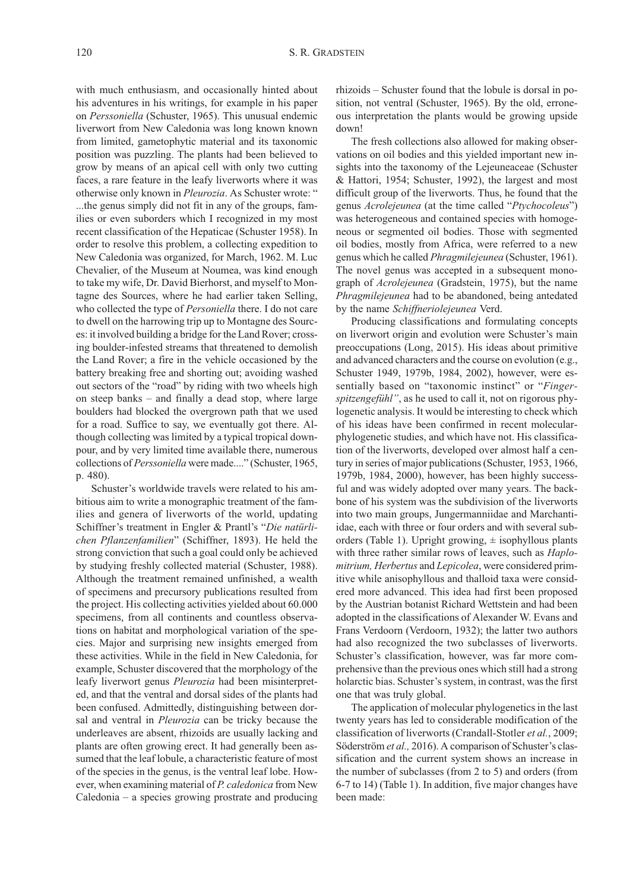with much enthusiasm, and occasionally hinted about his adventures in his writings, for example in his paper on *Perssoniella* (Schuster, 1965). This unusual endemic liverwort from New Caledonia was long known known from limited, gametophytic material and its taxonomic position was puzzling. The plants had been believed to grow by means of an apical cell with only two cutting faces, a rare feature in the leafy liverworts where it was otherwise only known in *Pleurozia*. As Schuster wrote: "...the genus simply did not fit in any of the groups, families or even suborders which I recognized in my most recent classification of the Hepaticae (Schuster 1958). In order to resolve this problem, a collecting expedition to New Caledonia was organized, for March, 1962. M. Luc Chevalier, of the Museum at Noumea, was kind enough to take my wife, Dr. David Bierhorst, and myself to Montagne des Sources, where he had earlier taken Selling, who collected the type of *Personiella* there. I do not care to dwell on the harrowing trip up to Montagne des Sources: it involved building a bridge for the Land Rover; crossing boulder-infested streams that threatened to demolish the Land Rover; a fire in the vehicle occasioned by the battery breaking free and shorting out; avoiding washed out sectors of the "road" by riding with two wheels high on steep banks – and finally a dead stop, where large boulders had blocked the overgrown path that we used for a road. Suffice to say, we eventually got there. Although collecting was limited by a typical tropical downpour, and by very limited time available there, numerous collections of *Perssoniella* were made...." (Schuster, 1965, p. 480).

Schuster's worldwide travels were related to his ambitious aim to write a monographic treatment of the families and genera of liverworts of the world, updating Schiffner's treatment in Engler & Prantl's "*Die natürlichen Pflanzenfamilien*" (Schiffner, 1893). He held the strong conviction that such a goal could only be achieved by studying freshly collected material (Schuster, 1988). Although the treatment remained unfinished, a wealth of specimens and precursory publications resulted from the project. His collecting activities yielded about 60.000 specimens, from all continents and countless observations on habitat and morphological variation of the species. Major and surprising new insights emerged from these activities. While in the field in New Caledonia, for example, Schuster discovered that the morphology of the leafy liverwort genus *Pleurozia* had been misinterpreted, and that the ventral and dorsal sides of the plants had been confused. Admittedly, distinguishing between dorsal and ventral in *Pleurozia* can be tricky because the underleaves are absent, rhizoids are usually lacking and plants are often growing erect. It had generally been assumed that the leaf lobule, a characteristic feature of most of the species in the genus, is the ventral leaf lobe. However, when examining material of *P. caledonica* from New Caledonia – a species growing prostrate and producing rhizoids – Schuster found that the lobule is dorsal in position, not ventral (Schuster, 1965). By the old, erroneous interpretation the plants would be growing upside down!

The fresh collections also allowed for making observations on oil bodies and this yielded important new insights into the taxonomy of the Lejeuneaceae (Schuster & Hattori, 1954; Schuster, 1992), the largest and most difficult group of the liverworts. Thus, he found that the genus *Acrolejeunea* (at the time called "*Ptychocoleus*") was heterogeneous and contained species with homogeneous or segmented oil bodies. Those with segmented oil bodies, mostly from Africa, were referred to a new genus which he called *Phragmilejeunea* (Schuster, 1961). The novel genus was accepted in a subsequent monograph of *Acrolejeunea* (Gradstein, 1975), but the name *Phragmilejeunea* had to be abandoned, being antedated by the name *Schiffneriolejeunea* Verd.

Producing classifications and formulating concepts on liverwort origin and evolution were Schuster's main preoccupations (Long, 2015). His ideas about primitive and advanced characters and the course on evolution (e.g., Schuster 1949, 1979b, 1984, 2002), however, were essentially based on "taxonomic instinct" or "*Fingerspitzengefühl"*, as he used to call it, not on rigorous phylogenetic analysis. It would be interesting to check which of his ideas have been confirmed in recent molecular-phylogenetic studies, and which have not. His classification of the liverworts, developed over almost half a century in series of major publications (Schuster, 1953, 1966, 1979b, 1984, 2000), however, has been highly successful and was widely adopted over many years. The backbone of his system was the subdivision of the liverworts into two main groups, Jungermanniidae and Marchantiidae, each with three or four orders and with several suborders (Table 1). Upright growing, ± isophyllous plants with three rather similar rows of leaves, such as *Haplomitrium, Herbertus* and *Lepicolea*, were considered primitive while anisophyllous and thalloid taxa were considered more advanced. This idea had first been proposed by the Austrian botanist Richard Wettstein and had been adopted in the classifications of Alexander W. Evans and Frans Verdoorn (Verdoorn, 1932); the latter two authors had also recognized the two subclasses of liverworts. Schuster's classification, however, was far more comprehensive than the previous ones which still had a strong holarctic bias. Schuster's system, in contrast, was the first one that was truly global.

The application of molecular phylogenetics in the last twenty years has led to considerable modification of the classification of liverworts (Crandall-Stotler *et al.*, 2009; Söderström *et al.,* 2016). A comparison of Schuster's classification and the current system shows an increase in the number of subclasses (from 2 to 5) and orders (from 6-7 to 14) (Table 1). In addition, five major changes have been made: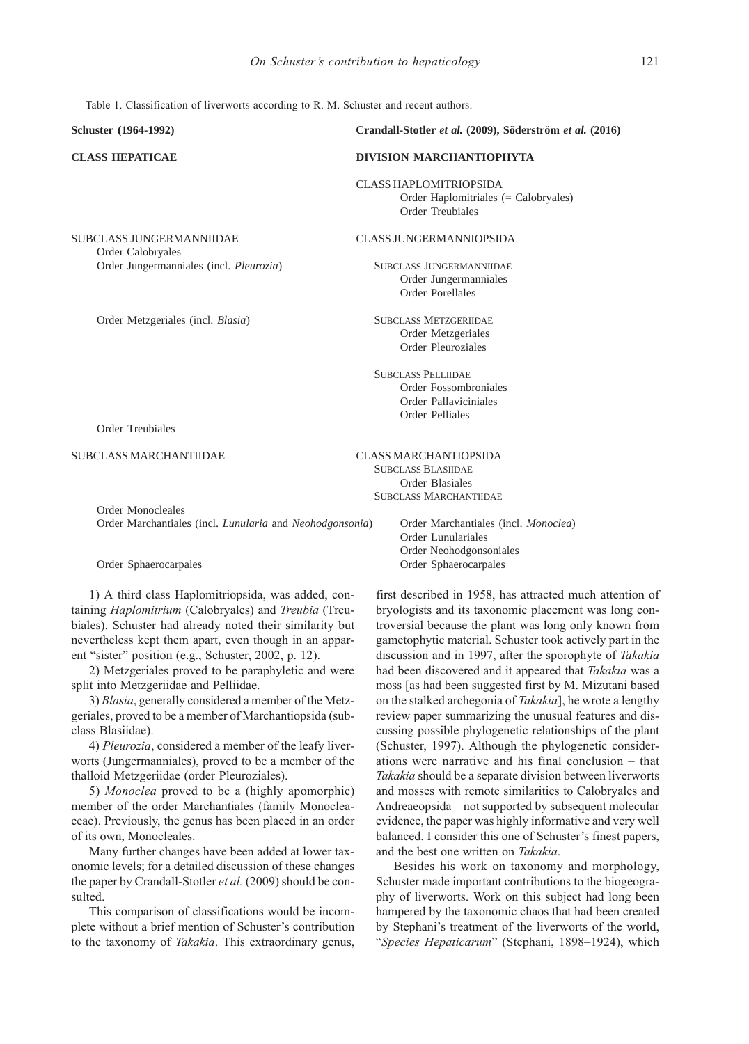Table 1. Classification of liverworts according to R. M. Schuster and recent authors.

| Schuster (1964-1992) | Crandall-Stotler *et al.* (2009), Söderström *et al.* (2016) |
|---|---|
| **CLASS HEPATICAE** | **DIVISION MARCHANTIOPHYTA** |
| | CLASS HAPLOMITRIOPSIDA |
| | Order Haplomitriales (= Calobryales) |
| | Order Treubiales |
| SUBCLASS JUNGERMANNIIDAE | CLASS JUNGERMANNIOPSIDA |
| Order Calobryales | |
| Order Jungermanniales (incl. *Pleurozia*) | SUBCLASS JUNGERMANNIIDAE |
| | Order Jungermanniales |
| | Order Porellales |
| Order Metzgeriales (incl. *Blasia*) | SUBCLASS METZGERIIDAE |
| | Order Metzgeriales |
| | Order Pleuroziales |
| | SUBCLASS PELLIIDAE |
| | Order Fossombroniales |
| | Order Pallaviciniales |
| | Order Pelliales |
| Order Treubiales | |
| SUBCLASS MARCHANTIIDAE | CLASS MARCHANTIOPSIDA |
| | SUBCLASS BLASIIDAE |
| | Order Blasiales |
| | SUBCLASS MARCHANTIIDAE |
| Order Monocleales | |
| Order Marchantiales (incl. *Lunularia* and *Neohodgsonia*) | Order Marchantiales (incl. *Monoclea*) |
| | Order Lunulariales |
| | Order Neohodgsoniales |
| Order Sphaerocarpales | Order Sphaerocarpales |

1) A third class Haplomitriopsida, was added, containing *Haplomitrium* (Calobryales) and *Treubia* (Treubiales). Schuster had already noted their similarity but nevertheless kept them apart, even though in an apparent "sister" position (e.g., Schuster, 2002, p. 12).

2) Metzgeriales proved to be paraphyletic and were split into Metzgeriidae and Pelliidae.

3) *Blasia*, generally considered a member of the Metzgeriales, proved to be a member of Marchantiopsida (subclass Blasiidae).

4) *Pleurozia*, considered a member of the leafy liverworts (Jungermanniales), proved to be a member of the thalloid Metzgeriidae (order Pleuroziales).

5) *Monoclea* proved to be a (highly apomorphic) member of the order Marchantiales (family Monocleaceae). Previously, the genus has been placed in an order of its own, Monocleales.

Many further changes have been added at lower taxonomic levels; for a detailed discussion of these changes the paper by Crandall-Stotler *et al.* (2009) should be consulted.

This comparison of classifications would be incomplete without a brief mention of Schuster's contribution to the taxonomy of *Takakia*. This extraordinary genus, first described in 1958, has attracted much attention of bryologists and its taxonomic placement was long controversial because the plant was long only known from gametophytic material. Schuster took actively part in the discussion and in 1997, after the sporophyte of *Takakia* had been discovered and it appeared that *Takakia* was a moss [as had been suggested first by M. Mizutani based on the stalked archegonia of *Takakia*], he wrote a lengthy review paper summarizing the unusual features and discussing possible phylogenetic relationships of the plant (Schuster, 1997). Although the phylogenetic considerations were narrative and his final conclusion – that *Takakia* should be a separate division between liverworts and mosses with remote similarities to Calobryales and Andreaeopsida – not supported by subsequent molecular evidence, the paper was highly informative and very well balanced. I consider this one of Schuster's finest papers, and the best one written on *Takakia*.

Besides his work on taxonomy and morphology, Schuster made important contributions to the biogeography of liverworts. Work on this subject had long been hampered by the taxonomic chaos that had been created by Stephani's treatment of the liverworts of the world, "*Species Hepaticarum*" (Stephani, 1898–1924), which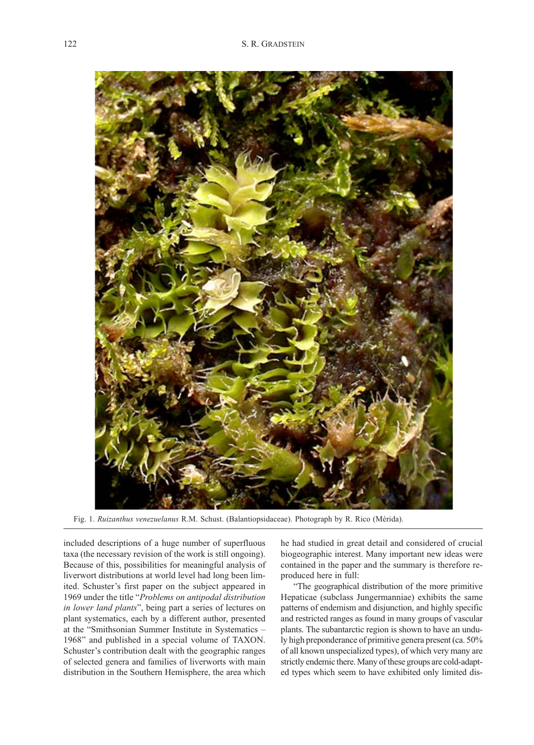Fig. 1. *Ruizanthus venezuelanus* R.M. Schust. (Balantiopsidaceae). Photograph by R. Rico (Mérida).

included descriptions of a huge number of superfluous taxa (the necessary revision of the work is still ongoing). Because of this, possibilities for meaningful analysis of liverwort distributions at world level had long been limited. Schuster's first paper on the subject appeared in 1969 under the title "*Problems on antipodal distribution in lower land plants*", being part a series of lectures on plant systematics, each by a different author, presented at the "Smithsonian Summer Institute in Systematics – 1968" and published in a special volume of TAXON. Schuster's contribution dealt with the geographic ranges of selected genera and families of liverworts with main distribution in the Southern Hemisphere, the area which he had studied in great detail and considered of crucial biogeographic interest. Many important new ideas were contained in the paper and the summary is therefore reproduced here in full:

"The geographical distribution of the more primitive Hepaticae (subclass Jungermanniae) exhibits the same patterns of endemism and disjunction, and highly specific and restricted ranges as found in many groups of vascular plants. The subantarctic region is shown to have an unduly high preponderance of primitive genera present (ca. 50% of all known unspecialized types), of which very many are strictly endemic there. Many of these groups are cold-adapted types which seem to have exhibited only limited dis-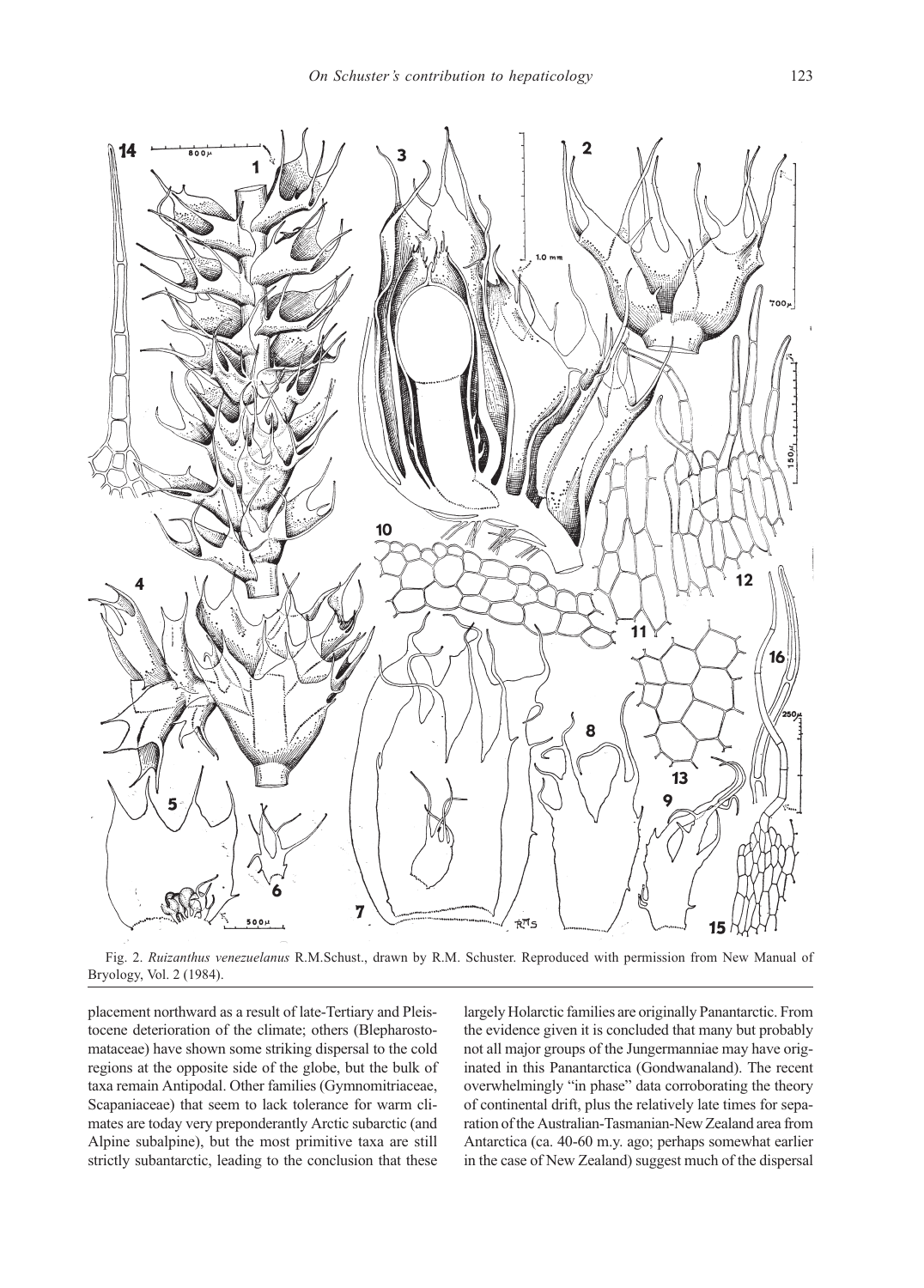Fig. 2. *Ruizanthus venezuelanus* R.M.Schust., drawn by R.M. Schuster. Reproduced with permission from New Manual of Bryology, Vol. 2 (1984).

placement northward as a result of late-Tertiary and Pleistocene deterioration of the climate; others (Blepharostomataceae) have shown some striking dispersal to the cold regions at the opposite side of the globe, but the bulk of taxa remain Antipodal. Other families (Gymnomitriaceae, Scapaniaceae) that seem to lack tolerance for warm climates are today very preponderantly Arctic subarctic (and Alpine subalpine), but the most primitive taxa are still strictly subantarctic, leading to the conclusion that these largely Holarctic families are originally Panantarctic. From the evidence given it is concluded that many but probably not all major groups of the Jungermanniae may have originated in this Panantarctica (Gondwanaland). The recent overwhelmingly "in phase" data corroborating the theory of continental drift, plus the relatively late times for separation of the Australian-Tasmanian-New Zealand area from Antarctica (ca. 40-60 m.y. ago; perhaps somewhat earlier in the case of New Zealand) suggest much of the dispersal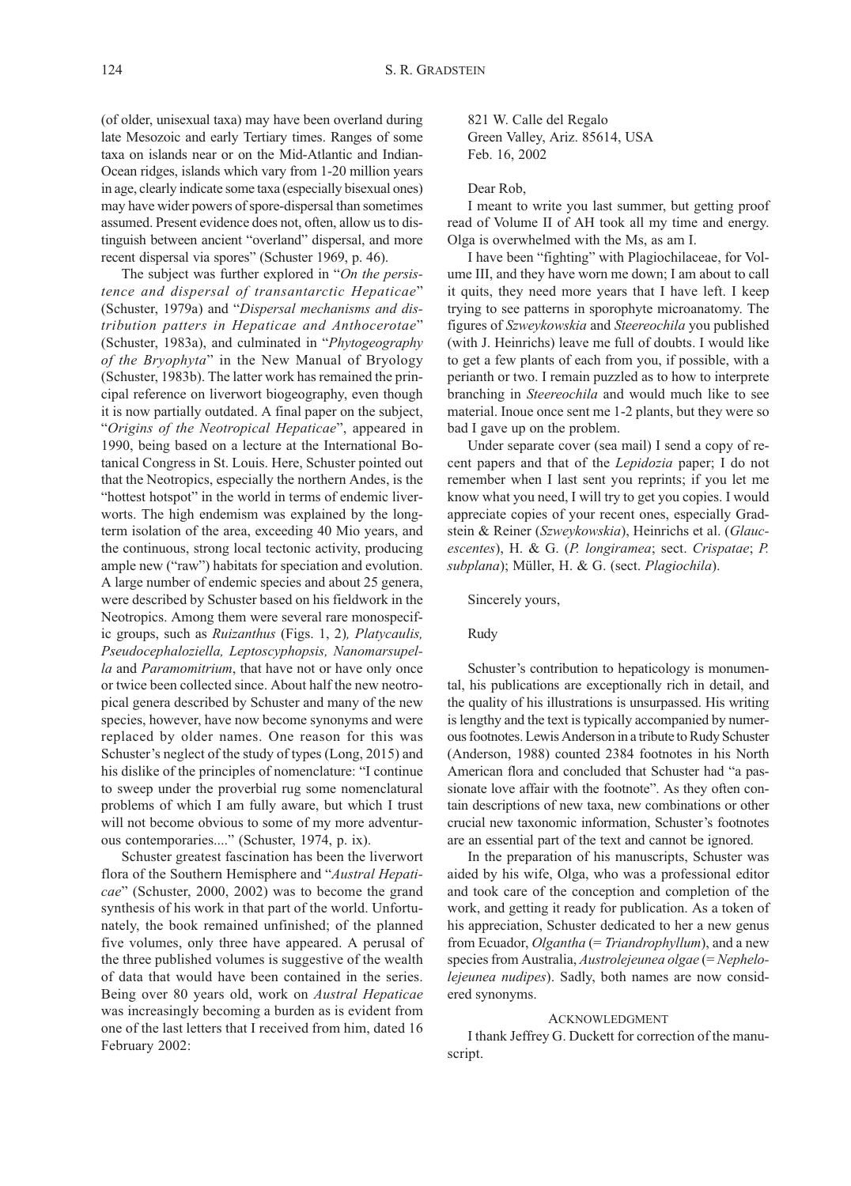(of older, unisexual taxa) may have been overland during late Mesozoic and early Tertiary times. Ranges of some taxa on islands near or on the Mid-Atlantic and Indian-Ocean ridges, islands which vary from 1-20 million years in age, clearly indicate some taxa (especially bisexual ones) may have wider powers of spore-dispersal than sometimes assumed. Present evidence does not, often, allow us to distinguish between ancient "overland" dispersal, and more recent dispersal via spores" (Schuster 1969, p. 46).

The subject was further explored in "*On the persistence and dispersal of transantarctic Hepaticae*" (Schuster, 1979a) and "*Dispersal mechanisms and distribution patters in Hepaticae and Anthocerotae*" (Schuster, 1983a), and culminated in "*Phytogeography of the Bryophyta*" in the New Manual of Bryology (Schuster, 1983b). The latter work has remained the principal reference on liverwort biogeography, even though it is now partially outdated. A final paper on the subject, "*Origins of the Neotropical Hepaticae*", appeared in 1990, being based on a lecture at the International Botanical Congress in St. Louis. Here, Schuster pointed out that the Neotropics, especially the northern Andes, is the "hottest hotspot" in the world in terms of endemic liverworts. The high endemism was explained by the long-term isolation of the area, exceeding 40 Mio years, and the continuous, strong local tectonic activity, producing ample new ("raw") habitats for speciation and evolution. A large number of endemic species and about 25 genera, were described by Schuster based on his fieldwork in the Neotropics. Among them were several rare monospecific groups, such as *Ruizanthus* (Figs. 1, 2)*, Platycaulis, Pseudocephaloziella, Leptoscyphopsis, Nanomarsupella* and *Paramomitrium*, that have not or have only once or twice been collected since. About half the new neotropical genera described by Schuster and many of the new species, however, have now become synonyms and were replaced by older names. One reason for this was Schuster's neglect of the study of types (Long, 2015) and his dislike of the principles of nomenclature: "I continue to sweep under the proverbial rug some nomenclatural problems of which I am fully aware, but which I trust will not become obvious to some of my more adventurous contemporaries...." (Schuster, 1974, p. ix).

Schuster greatest fascination has been the liverwort flora of the Southern Hemisphere and "*Austral Hepaticae*" (Schuster, 2000, 2002) was to become the grand synthesis of his work in that part of the world. Unfortunately, the book remained unfinished; of the planned five volumes, only three have appeared. A perusal of the three published volumes is suggestive of the wealth of data that would have been contained in the series. Being over 80 years old, work on *Austral Hepaticae* was increasingly becoming a burden as is evident from one of the last letters that I received from him, dated 16 February 2002:

> 821 W. Calle del Regalo
> Green Valley, Ariz. 85614, USA
> Feb. 16, 2002
>
> Dear Rob,
>
> I meant to write you last summer, but getting proof read of Volume II of AH took all my time and energy. Olga is overwhelmed with the Ms, as am I.
>
> I have been "fighting" with Plagiochilaceae, for Volume III, and they have worn me down; I am about to call it quits, they need more years that I have left. I keep trying to see patterns in sporophyte microanatomy. The figures of *Szweykowskia* and *Steereochila* you published (with J. Heinrichs) leave me full of doubts. I would like to get a few plants of each from you, if possible, with a perianth or two. I remain puzzled as to how to interprete branching in *Steereochila* and would much like to see material. Inoue once sent me 1-2 plants, but they were so bad I gave up on the problem.
>
> Under separate cover (sea mail) I send a copy of recent papers and that of the *Lepidozia* paper; I do not remember when I last sent you reprints; if you let me know what you need, I will try to get you copies. I would appreciate copies of your recent ones, especially Gradstein & Reiner (*Szweykowskia*), Heinrichs et al. (*Glaucescentes*), H. & G. (*P. longiramea*; sect. *Crispatae*; *P. subplana*); Müller, H. & G. (sect. *Plagiochila*).
>
> Sincerely yours,
>
> Rudy

Schuster's contribution to hepaticology is monumental, his publications are exceptionally rich in detail, and the quality of his illustrations is unsurpassed. His writing is lengthy and the text is typically accompanied by numerous footnotes. Lewis Anderson in a tribute to Rudy Schuster (Anderson, 1988) counted 2384 footnotes in his North American flora and concluded that Schuster had "a passionate love affair with the footnote". As they often contain descriptions of new taxa, new combinations or other crucial new taxonomic information, Schuster's footnotes are an essential part of the text and cannot be ignored.

In the preparation of his manuscripts, Schuster was aided by his wife, Olga, who was a professional editor and took care of the conception and completion of the work, and getting it ready for publication. As a token of his appreciation, Schuster dedicated to her a new genus from Ecuador, *Olgantha* (= *Triandrophyllum*), and a new species from Australia, *Austrolejeunea olgae* (= *Nephelolejeunea nudipes*). Sadly, both names are now considered synonyms.

## Acknowledgment

I thank Jeffrey G. Duckett for correction of the manuscript.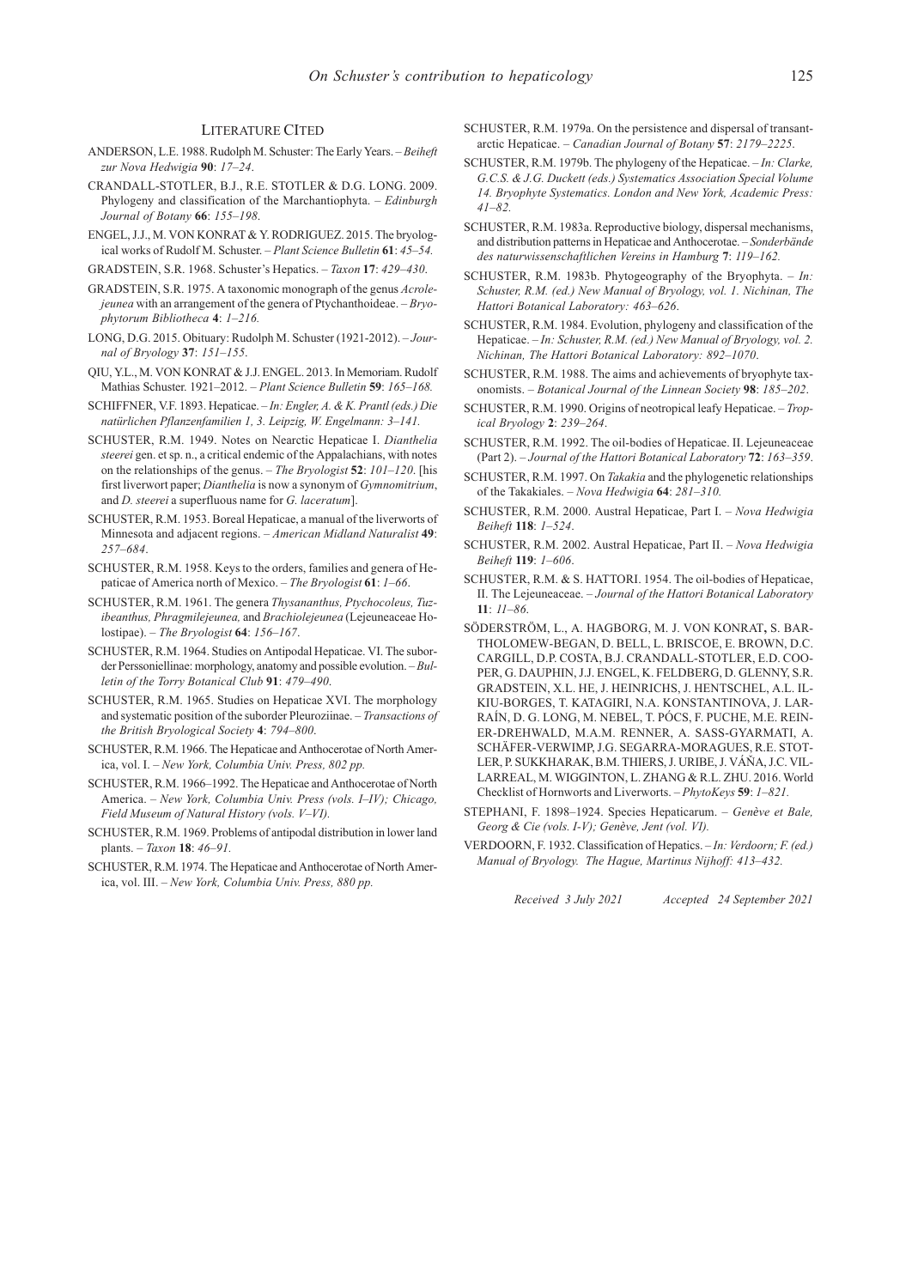## Literature Cited

ANDERSON, L.E. 1988. Rudolph M. Schuster: The Early Years. – *Beiheft zur Nova Hedwigia* **90**: *17–24*.

CRANDALL-STOTLER, B.J., R.E. STOTLER & D.G. LONG. 2009. Phylogeny and classification of the Marchantiophyta. – *Edinburgh Journal of Botany* **66**: *155–198*.

ENGEL, J.J., M. VON KONRAT & Y. RODRIGUEZ. 2015. The bryological works of Rudolf M. Schuster. – *Plant Science Bulletin* **61**: *45–54.*

GRADSTEIN, S.R. 1968. Schuster's Hepatics. – *Taxon* **17**: *429–430*.

GRADSTEIN, S.R. 1975. A taxonomic monograph of the genus *Acrolejeunea* with an arrangement of the genera of Ptychanthoideae. – *Bryophytorum Bibliotheca* **4**: *1–216.*

LONG, D.G. 2015. Obituary: Rudolph M. Schuster (1921-2012). – *Journal of Bryology* **37**: *151–155*.

QIU, Y.L., M. VON KONRAT & J.J. ENGEL. 2013. In Memoriam. Rudolf Mathias Schuster. 1921–2012. – *Plant Science Bulletin* **59**: *165–168.*

SCHIFFNER, V.F. 1893. Hepaticae. – *In: Engler, A. & K. Prantl (eds.) Die natürlichen Pflanzenfamilien 1, 3. Leipzig, W. Engelmann: 3–141.*

SCHUSTER, R.M. 1949. Notes on Nearctic Hepaticae I. *Dianthelia steerei* gen. et sp. n., a critical endemic of the Appalachians, with notes on the relationships of the genus. – *The Bryologist* **52**: *101–120*. [his first liverwort paper; *Dianthelia* is now a synonym of *Gymnomitrium*, and *D. steerei* a superfluous name for *G. laceratum*].

SCHUSTER, R.M. 1953. Boreal Hepaticae, a manual of the liverworts of Minnesota and adjacent regions. – *American Midland Naturalist* **49**: *257–684*.

SCHUSTER, R.M. 1958. Keys to the orders, families and genera of Hepaticae of America north of Mexico. – *The Bryologist* **61**: *1–66*.

SCHUSTER, R.M. 1961. The genera *Thysananthus, Ptychocoleus, Tuzibeanthus, Phragmilejeunea,* and *Brachiolejeunea* (Lejeuneaceae Holostipae). – *The Bryologist* **64**: *156–167*.

SCHUSTER, R.M. 1964. Studies on Antipodal Hepaticae. VI. The suborder Perssoniellinae: morphology, anatomy and possible evolution. – *Bulletin of the Torry Botanical Club* **91**: *479–490*.

SCHUSTER, R.M. 1965. Studies on Hepaticae XVI. The morphology and systematic position of the suborder Pleuroziinae. – *Transactions of the British Bryological Society* **4**: *794–800*.

SCHUSTER, R.M. 1966. The Hepaticae and Anthocerotae of North America, vol. I. – *New York, Columbia Univ. Press, 802 pp.*

SCHUSTER, R.M. 1966–1992. The Hepaticae and Anthocerotae of North America. – *New York, Columbia Univ. Press (vols. I–IV); Chicago, Field Museum of Natural History (vols. V–VI).*

SCHUSTER, R.M. 1969. Problems of antipodal distribution in lower land plants. – *Taxon* **18**: *46–91.*

SCHUSTER, R.M. 1974. The Hepaticae and Anthocerotae of North America, vol. III. – *New York, Columbia Univ. Press, 880 pp.*

SCHUSTER, R.M. 1979a. On the persistence and dispersal of transantarctic Hepaticae. – *Canadian Journal of Botany* **57**: *2179–2225*.

SCHUSTER, R.M. 1979b. The phylogeny of the Hepaticae. – *In: Clarke, G.C.S. & J.G. Duckett (eds.) Systematics Association Special Volume 14. Bryophyte Systematics. London and New York, Academic Press: 41–82.*

SCHUSTER, R.M. 1983a. Reproductive biology, dispersal mechanisms, and distribution patterns in Hepaticae and Anthocerotae. – *Sonderbände des naturwissenschaftlichen Vereins in Hamburg* **7**: *119–162.*

SCHUSTER, R.M. 1983b. Phytogeography of the Bryophyta. – *In: Schuster, R.M. (ed.) New Manual of Bryology, vol. 1. Nichinan, The Hattori Botanical Laboratory: 463–626*.

SCHUSTER, R.M. 1984. Evolution, phylogeny and classification of the Hepaticae. – *In: Schuster, R.M. (ed.) New Manual of Bryology, vol. 2. Nichinan, The Hattori Botanical Laboratory: 892–1070*.

SCHUSTER, R.M. 1988. The aims and achievements of bryophyte taxonomists. – *Botanical Journal of the Linnean Society* **98**: *185–202*.

SCHUSTER, R.M. 1990. Origins of neotropical leafy Hepaticae. – *Tropical Bryology* **2**: *239–264*.

SCHUSTER, R.M. 1992. The oil-bodies of Hepaticae. II. Lejeuneaceae (Part 2). – *Journal of the Hattori Botanical Laboratory* **72**: *163–359*.

SCHUSTER, R.M. 1997. On *Takakia* and the phylogenetic relationships of the Takakiales. – *Nova Hedwigia* **64**: *281–310.*

SCHUSTER, R.M. 2000. Austral Hepaticae, Part I. – *Nova Hedwigia Beiheft* **118**: *1–524*.

SCHUSTER, R.M. 2002. Austral Hepaticae, Part II. – *Nova Hedwigia Beiheft* **119**: *1–606*.

SCHUSTER, R.M. & S. HATTORI. 1954. The oil-bodies of Hepaticae, II. The Lejeuneaceae. – *Journal of the Hattori Botanical Laboratory* **11**: *11–86*.

SÖDERSTRÖM, L., A. HAGBORG, M. J. VON KONRAT**,** S. BARTHOLOMEW-BEGAN, D. BELL, L. BRISCOE, E. BROWN, D.C. CARGILL, D.P. COSTA, B.J. CRANDALL-STOTLER, E.D. COOPER, G. DAUPHIN, J.J. ENGEL, K. FELDBERG, D. GLENNY, S.R. GRADSTEIN, X.L. HE, J. HEINRICHS, J. HENTSCHEL, A.L. ILKIU-BORGES, T. KATAGIRI, N.A. KONSTANTINOVA, J. LARRAÍN, D. G. LONG, M. NEBEL, T. PÓCS, F. PUCHE, M.E. REINER-DREHWALD, M.A.M. RENNER, A. SASS-GYARMATI, A. SCHÄFER-VERWIMP, J.G. SEGARRA-MORAGUES, R.E. STOTLER, P. SUKKHARAK, B.M. THIERS, J. URIBE, J. VÁŇA, J.C. VILLARREAL, M. WIGGINTON, L. ZHANG & R.L. ZHU. 2016. World Checklist of Hornworts and Liverworts. – *PhytoKeys* **59**: *1–821.*

STEPHANI, F. 1898–1924. Species Hepaticarum. – *Genève et Bale, Georg & Cie (vols. I-V); Genève, Jent (vol. VI).*

VERDOORN, F. 1932. Classification of Hepatics. – *In: Verdoorn; F. (ed.) Manual of Bryology. The Hague, Martinus Nijhoff: 413–432.*

*Received 3 July 2021 Accepted 24 September 2021*